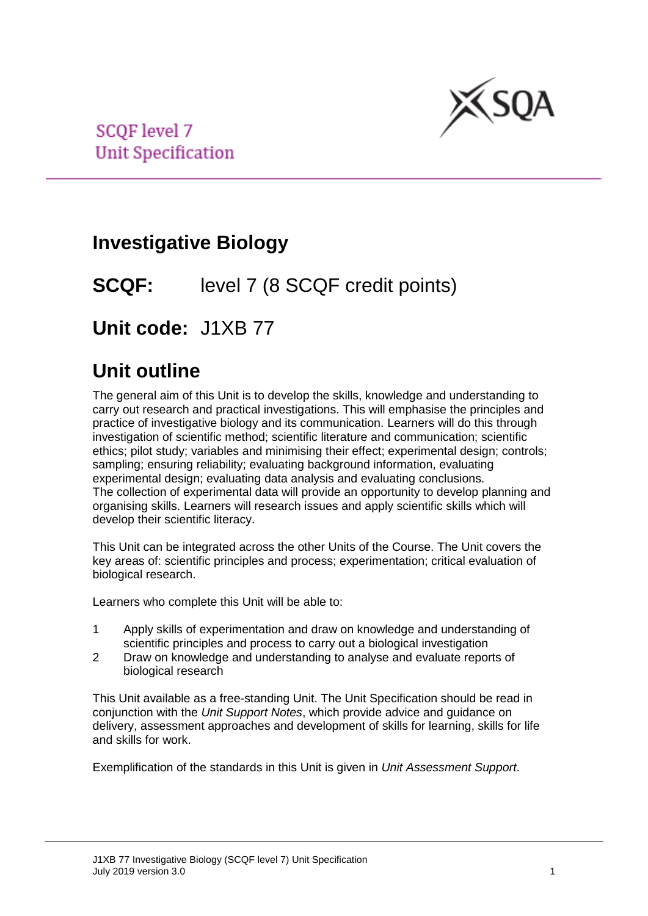SCQF level 7
Unit Specification

# Investigative Biology

## SCQF: level 7 (8 SCQF credit points)

## Unit code: J1XB 77

## Unit outline

The general aim of this Unit is to develop the skills, knowledge and understanding to carry out research and practical investigations. This will emphasise the principles and practice of investigative biology and its communication. Learners will do this through investigation of scientific method; scientific literature and communication; scientific ethics; pilot study; variables and minimising their effect; experimental design; controls; sampling; ensuring reliability; evaluating background information, evaluating experimental design; evaluating data analysis and evaluating conclusions.
The collection of experimental data will provide an opportunity to develop planning and organising skills. Learners will research issues and apply scientific skills which will develop their scientific literacy.

This Unit can be integrated across the other Units of the Course. The Unit covers the key areas of: scientific principles and process; experimentation; critical evaluation of biological research.

Learners who complete this Unit will be able to:

1. Apply skills of experimentation and draw on knowledge and understanding of scientific principles and process to carry out a biological investigation
2. Draw on knowledge and understanding to analyse and evaluate reports of biological research

This Unit available as a free-standing Unit. The Unit Specification should be read in conjunction with the *Unit Support Notes*, which provide advice and guidance on delivery, assessment approaches and development of skills for learning, skills for life and skills for work.

Exemplification of the standards in this Unit is given in *Unit Assessment Support*.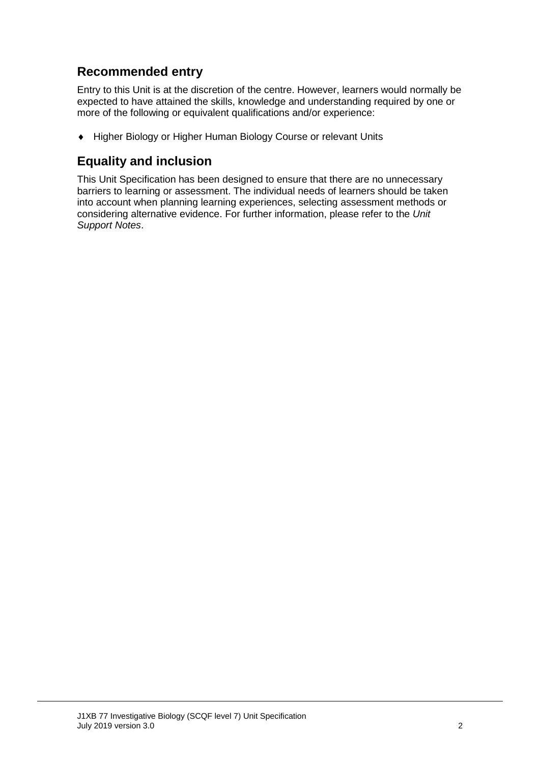## Recommended entry

Entry to this Unit is at the discretion of the centre. However, learners would normally be expected to have attained the skills, knowledge and understanding required by one or more of the following or equivalent qualifications and/or experience:

- Higher Biology or Higher Human Biology Course or relevant Units

## Equality and inclusion

This Unit Specification has been designed to ensure that there are no unnecessary barriers to learning or assessment. The individual needs of learners should be taken into account when planning learning experiences, selecting assessment methods or considering alternative evidence. For further information, please refer to the *Unit Support Notes*.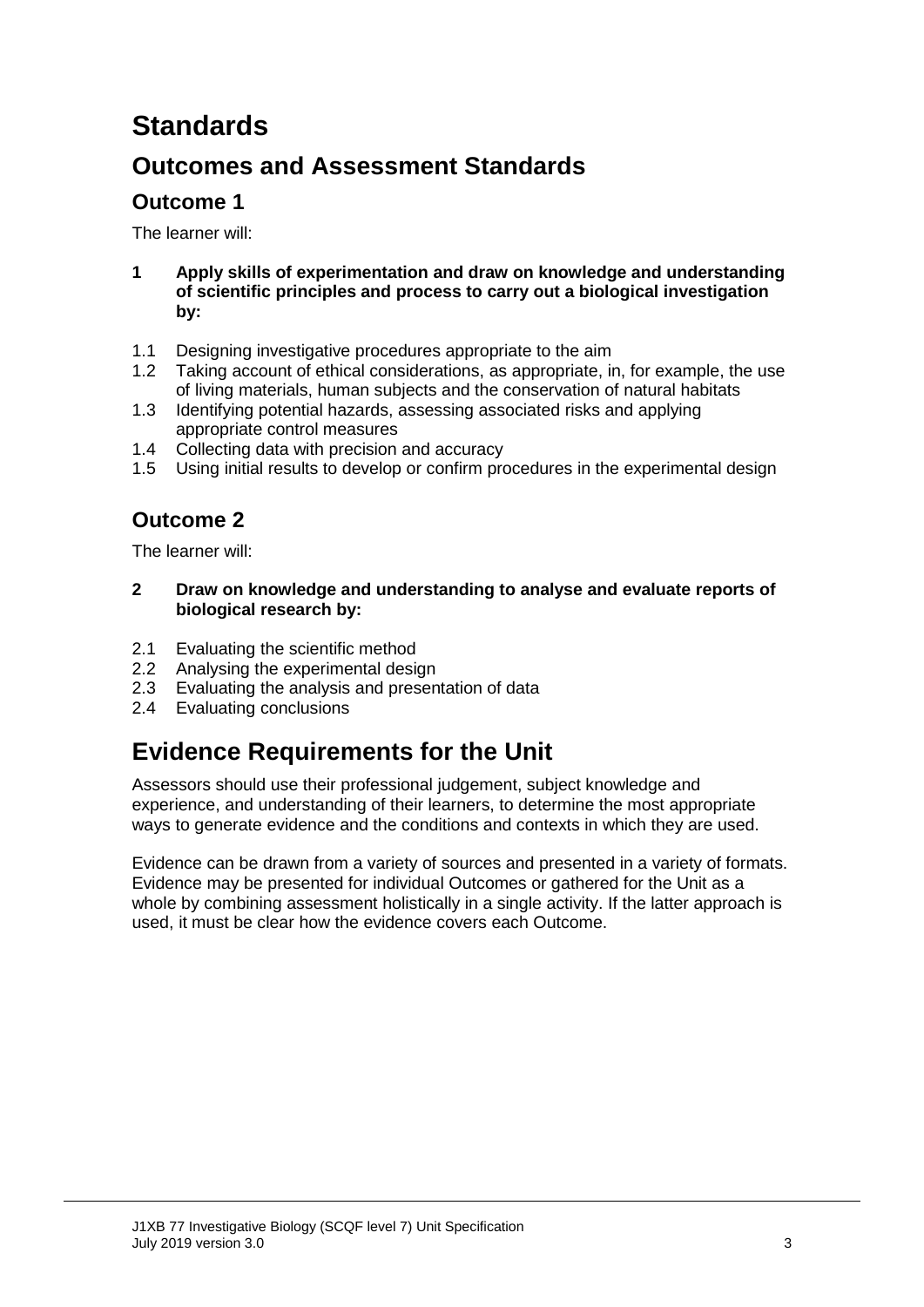# Standards

## Outcomes and Assessment Standards

### Outcome 1

The learner will:

**1 Apply skills of experimentation and draw on knowledge and understanding of scientific principles and process to carry out a biological investigation by:**

1.1 Designing investigative procedures appropriate to the aim
1.2 Taking account of ethical considerations, as appropriate, in, for example, the use of living materials, human subjects and the conservation of natural habitats
1.3 Identifying potential hazards, assessing associated risks and applying appropriate control measures
1.4 Collecting data with precision and accuracy
1.5 Using initial results to develop or confirm procedures in the experimental design

### Outcome 2

The learner will:

**2 Draw on knowledge and understanding to analyse and evaluate reports of biological research by:**

2.1 Evaluating the scientific method
2.2 Analysing the experimental design
2.3 Evaluating the analysis and presentation of data
2.4 Evaluating conclusions

## Evidence Requirements for the Unit

Assessors should use their professional judgement, subject knowledge and experience, and understanding of their learners, to determine the most appropriate ways to generate evidence and the conditions and contexts in which they are used.

Evidence can be drawn from a variety of sources and presented in a variety of formats. Evidence may be presented for individual Outcomes or gathered for the Unit as a whole by combining assessment holistically in a single activity. If the latter approach is used, it must be clear how the evidence covers each Outcome.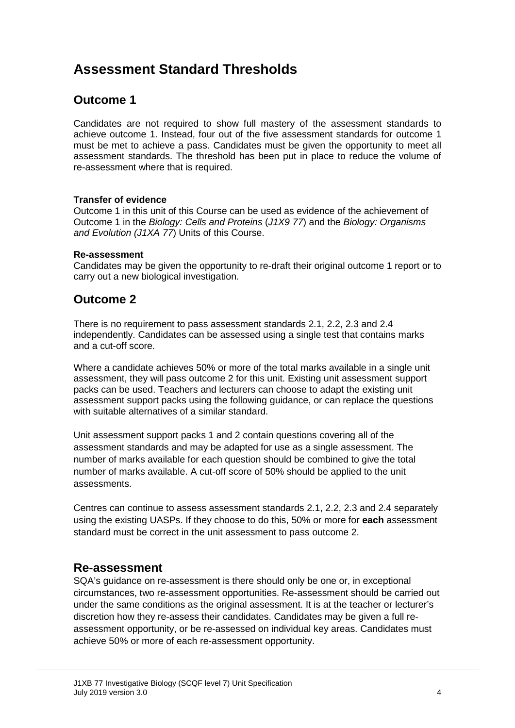# Assessment Standard Thresholds

## Outcome 1

Candidates are not required to show full mastery of the assessment standards to achieve outcome 1. Instead, four out of the five assessment standards for outcome 1 must be met to achieve a pass. Candidates must be given the opportunity to meet all assessment standards. The threshold has been put in place to reduce the volume of re-assessment where that is required.

**Transfer of evidence**
Outcome 1 in this unit of this Course can be used as evidence of the achievement of Outcome 1 in the *Biology: Cells and Proteins* (*J1X9 77*) and the *Biology: Organisms and Evolution (J1XA 77*) Units of this Course.

**Re-assessment**
Candidates may be given the opportunity to re-draft their original outcome 1 report or to carry out a new biological investigation.

## Outcome 2

There is no requirement to pass assessment standards 2.1, 2.2, 2.3 and 2.4 independently. Candidates can be assessed using a single test that contains marks and a cut-off score.

Where a candidate achieves 50% or more of the total marks available in a single unit assessment, they will pass outcome 2 for this unit. Existing unit assessment support packs can be used. Teachers and lecturers can choose to adapt the existing unit assessment support packs using the following guidance, or can replace the questions with suitable alternatives of a similar standard.

Unit assessment support packs 1 and 2 contain questions covering all of the assessment standards and may be adapted for use as a single assessment. The number of marks available for each question should be combined to give the total number of marks available. A cut-off score of 50% should be applied to the unit assessments.

Centres can continue to assess assessment standards 2.1, 2.2, 2.3 and 2.4 separately using the existing UASPs. If they choose to do this, 50% or more for **each** assessment standard must be correct in the unit assessment to pass outcome 2.

## Re-assessment

SQA's guidance on re-assessment is there should only be one or, in exceptional circumstances, two re-assessment opportunities. Re-assessment should be carried out under the same conditions as the original assessment. It is at the teacher or lecturer's discretion how they re-assess their candidates. Candidates may be given a full re-assessment opportunity, or be re-assessed on individual key areas. Candidates must achieve 50% or more of each re-assessment opportunity.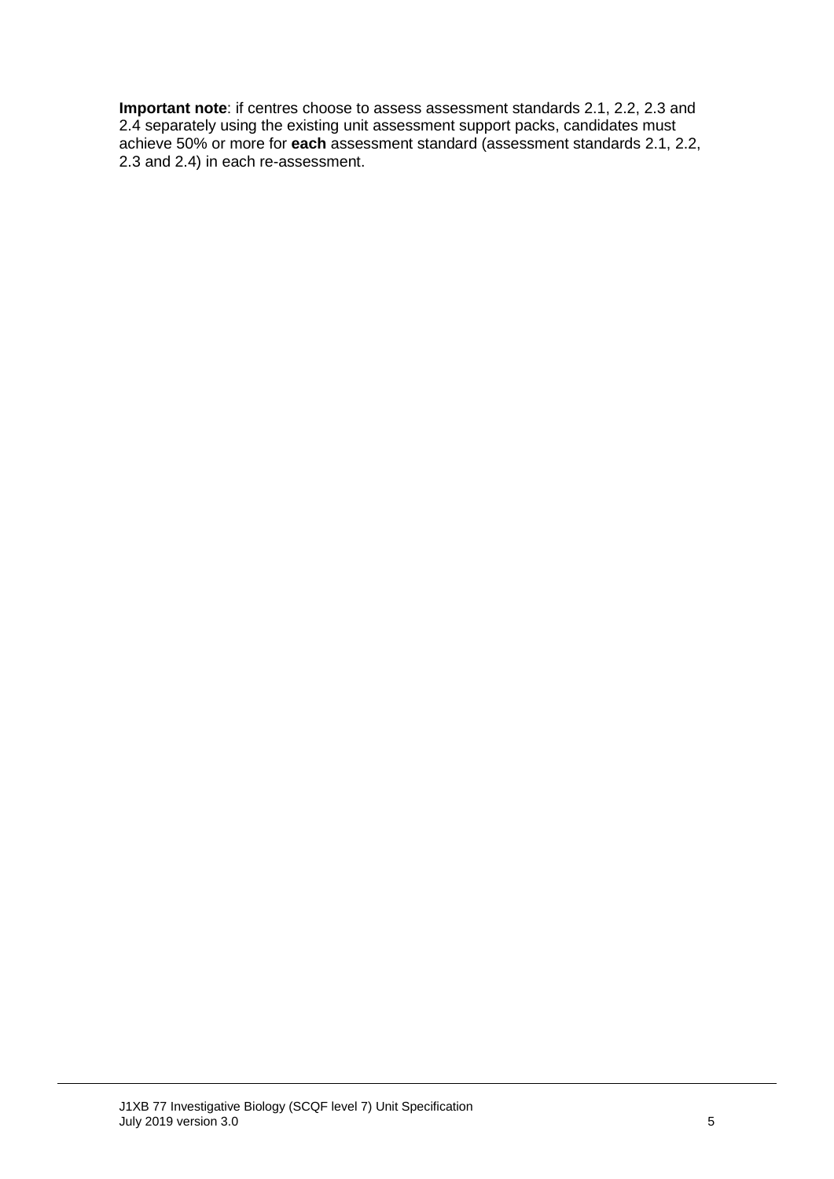**Important note**: if centres choose to assess assessment standards 2.1, 2.2, 2.3 and 2.4 separately using the existing unit assessment support packs, candidates must achieve 50% or more for **each** assessment standard (assessment standards 2.1, 2.2, 2.3 and 2.4) in each re-assessment.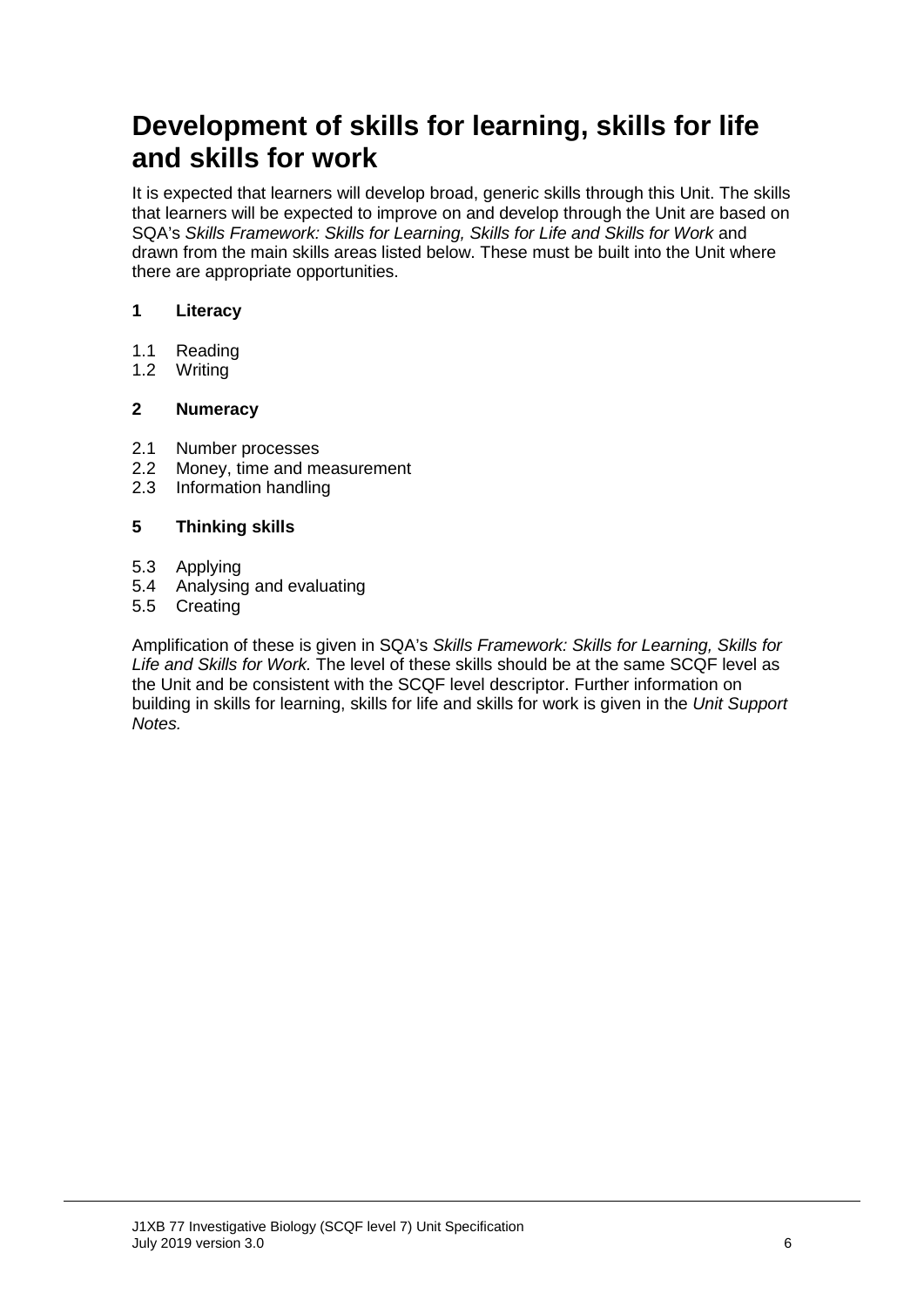# Development of skills for learning, skills for life and skills for work

It is expected that learners will develop broad, generic skills through this Unit. The skills that learners will be expected to improve on and develop through the Unit are based on SQA's *Skills Framework: Skills for Learning, Skills for Life and Skills for Work* and drawn from the main skills areas listed below. These must be built into the Unit where there are appropriate opportunities.

**1 Literacy**

1.1 Reading
1.2 Writing

**2 Numeracy**

2.1 Number processes
2.2 Money, time and measurement
2.3 Information handling

**5 Thinking skills**

5.3 Applying
5.4 Analysing and evaluating
5.5 Creating

Amplification of these is given in SQA's *Skills Framework: Skills for Learning, Skills for Life and Skills for Work.* The level of these skills should be at the same SCQF level as the Unit and be consistent with the SCQF level descriptor. Further information on building in skills for learning, skills for life and skills for work is given in the *Unit Support Notes.*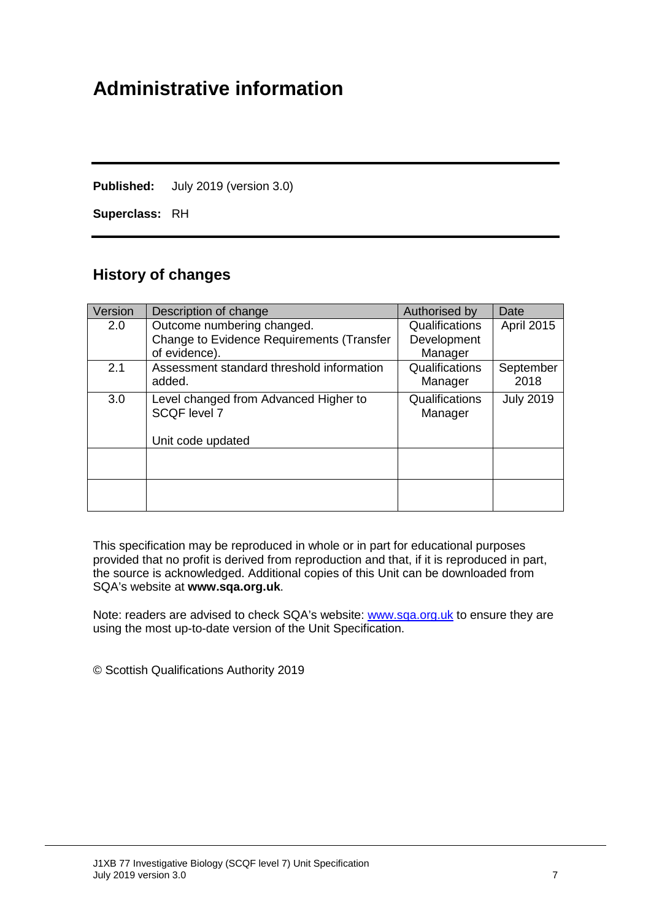# Administrative information

**Published:** July 2019 (version 3.0)

**Superclass:** RH

## History of changes

| Version | Description of change | Authorised by | Date |
|---|---|---|---|
| 2.0 | Outcome numbering changed. Change to Evidence Requirements (Transfer of evidence). | Qualifications Development Manager | April 2015 |
| 2.1 | Assessment standard threshold information added. | Qualifications Manager | September 2018 |
| 3.0 | Level changed from Advanced Higher to SCQF level 7<br><br>Unit code updated | Qualifications Manager | July 2019 |
| | | | |
| | | | |

This specification may be reproduced in whole or in part for educational purposes provided that no profit is derived from reproduction and that, if it is reproduced in part, the source is acknowledged. Additional copies of this Unit can be downloaded from SQA's website at **www.sqa.org.uk**.

Note: readers are advised to check SQA's website: www.sqa.org.uk to ensure they are using the most up-to-date version of the Unit Specification.

© Scottish Qualifications Authority 2019